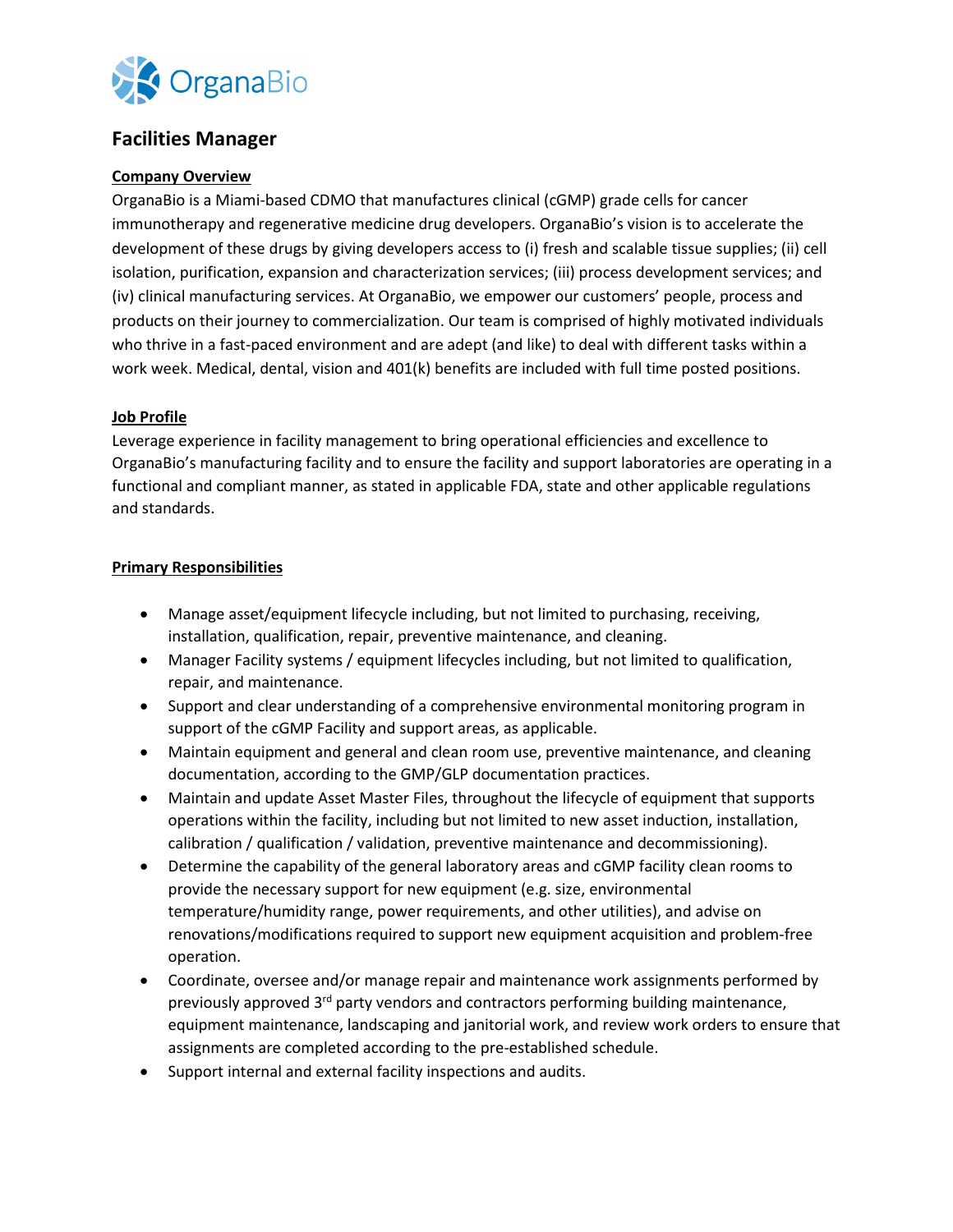OrganaBio

# Facilities Manager

## Company Overview

OrganaBio is a Miami-based CDMO that manufactures clinical (cGMP) grade cells for cancer immunotherapy and regenerative medicine drug developers. OrganaBio's vision is to accelerate the development of these drugs by giving developers access to (i) fresh and scalable tissue supplies; (ii) cell isolation, purification, expansion and characterization services; (iii) process development services; and (iv) clinical manufacturing services. At OrganaBio, we empower our customers' people, process and products on their journey to commercialization. Our team is comprised of highly motivated individuals who thrive in a fast-paced environment and are adept (and like) to deal with different tasks within a work week. Medical, dental, vision and 401(k) benefits are included with full time posted positions.

## Job Profile

Leverage experience in facility management to bring operational efficiencies and excellence to OrganaBio's manufacturing facility and to ensure the facility and support laboratories are operating in a functional and compliant manner, as stated in applicable FDA, state and other applicable regulations and standards.

## Primary Responsibilities

- Manage asset/equipment lifecycle including, but not limited to purchasing, receiving, installation, qualification, repair, preventive maintenance, and cleaning.
- Manager Facility systems / equipment lifecycles including, but not limited to qualification, repair, and maintenance.
- Support and clear understanding of a comprehensive environmental monitoring program in support of the cGMP Facility and support areas, as applicable.
- Maintain equipment and general and clean room use, preventive maintenance, and cleaning documentation, according to the GMP/GLP documentation practices.
- Maintain and update Asset Master Files, throughout the lifecycle of equipment that supports operations within the facility, including but not limited to new asset induction, installation, calibration / qualification / validation, preventive maintenance and decommissioning).
- Determine the capability of the general laboratory areas and cGMP facility clean rooms to provide the necessary support for new equipment (e.g. size, environmental temperature/humidity range, power requirements, and other utilities), and advise on renovations/modifications required to support new equipment acquisition and problem-free operation.
- Coordinate, oversee and/or manage repair and maintenance work assignments performed by previously approved 3rd party vendors and contractors performing building maintenance, equipment maintenance, landscaping and janitorial work, and review work orders to ensure that assignments are completed according to the pre-established schedule.
- Support internal and external facility inspections and audits.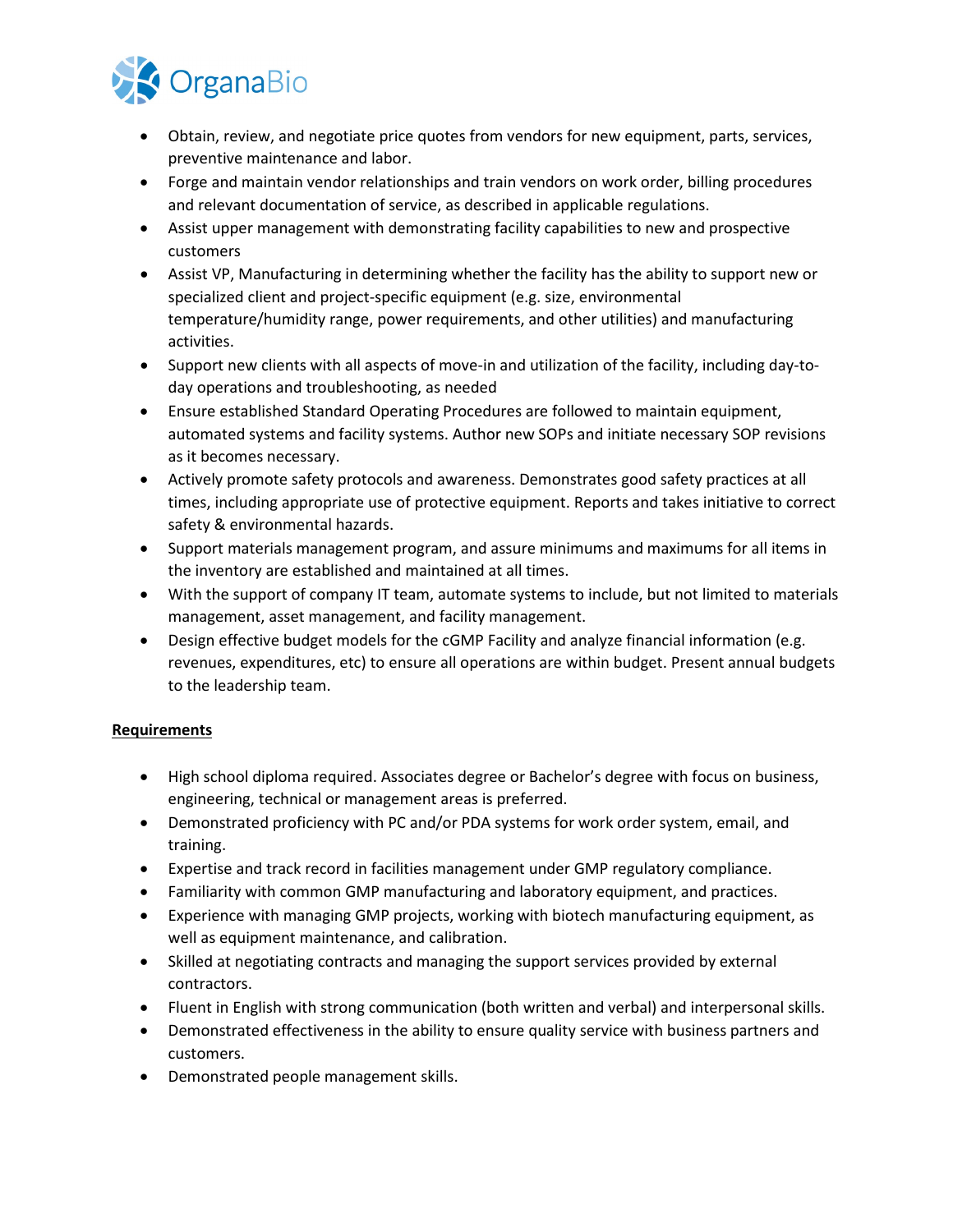- Obtain, review, and negotiate price quotes from vendors for new equipment, parts, services, preventive maintenance and labor.
- Forge and maintain vendor relationships and train vendors on work order, billing procedures and relevant documentation of service, as described in applicable regulations.
- Assist upper management with demonstrating facility capabilities to new and prospective customers
- Assist VP, Manufacturing in determining whether the facility has the ability to support new or specialized client and project-specific equipment (e.g. size, environmental temperature/humidity range, power requirements, and other utilities) and manufacturing activities.
- Support new clients with all aspects of move-in and utilization of the facility, including day-to-day operations and troubleshooting, as needed
- Ensure established Standard Operating Procedures are followed to maintain equipment, automated systems and facility systems. Author new SOPs and initiate necessary SOP revisions as it becomes necessary.
- Actively promote safety protocols and awareness. Demonstrates good safety practices at all times, including appropriate use of protective equipment. Reports and takes initiative to correct safety & environmental hazards.
- Support materials management program, and assure minimums and maximums for all items in the inventory are established and maintained at all times.
- With the support of company IT team, automate systems to include, but not limited to materials management, asset management, and facility management.
- Design effective budget models for the cGMP Facility and analyze financial information (e.g. revenues, expenditures, etc) to ensure all operations are within budget. Present annual budgets to the leadership team.

**Requirements**

- High school diploma required. Associates degree or Bachelor's degree with focus on business, engineering, technical or management areas is preferred.
- Demonstrated proficiency with PC and/or PDA systems for work order system, email, and training.
- Expertise and track record in facilities management under GMP regulatory compliance.
- Familiarity with common GMP manufacturing and laboratory equipment, and practices.
- Experience with managing GMP projects, working with biotech manufacturing equipment, as well as equipment maintenance, and calibration.
- Skilled at negotiating contracts and managing the support services provided by external contractors.
- Fluent in English with strong communication (both written and verbal) and interpersonal skills.
- Demonstrated effectiveness in the ability to ensure quality service with business partners and customers.
- Demonstrated people management skills.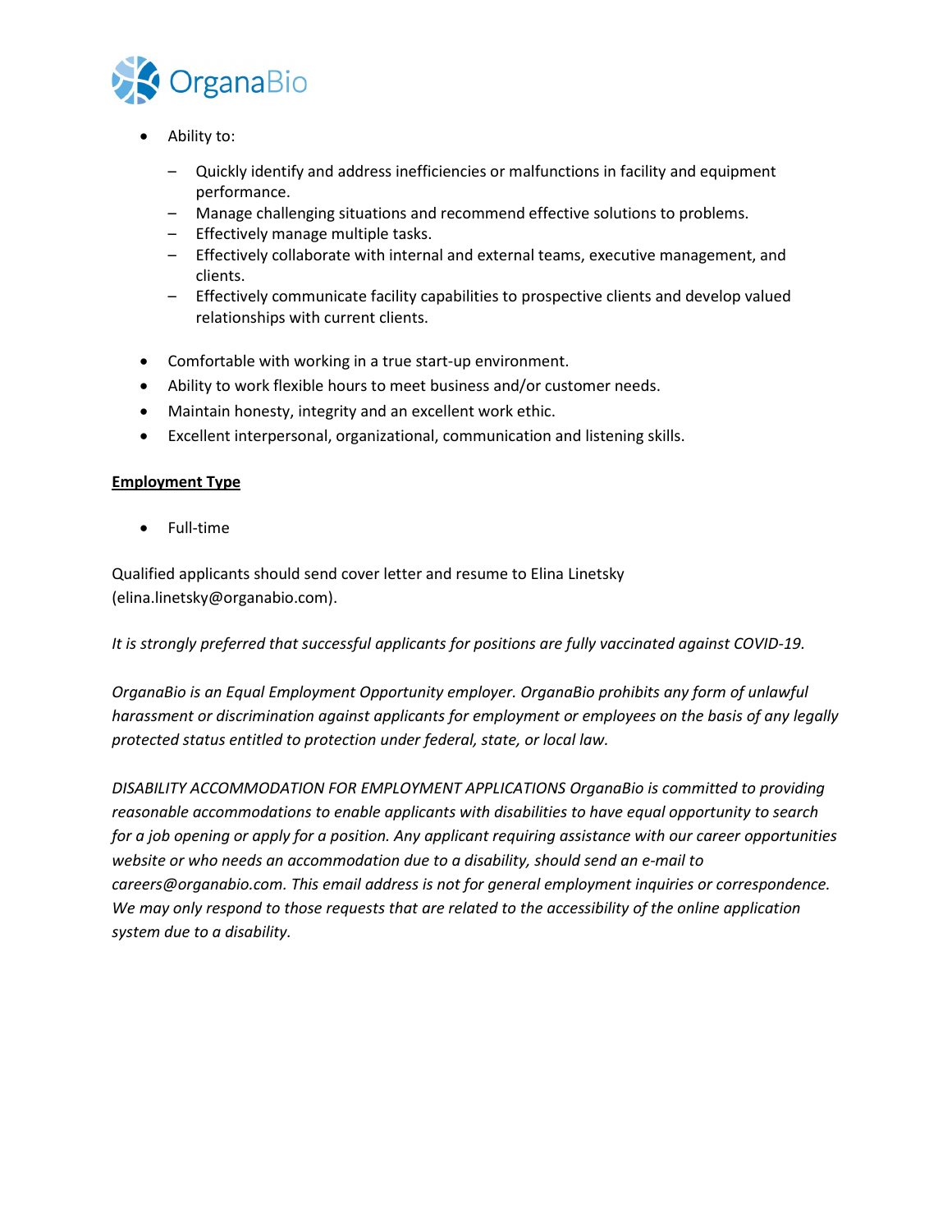- Ability to:
  - Quickly identify and address inefficiencies or malfunctions in facility and equipment performance.
  - Manage challenging situations and recommend effective solutions to problems.
  - Effectively manage multiple tasks.
  - Effectively collaborate with internal and external teams, executive management, and clients.
  - Effectively communicate facility capabilities to prospective clients and develop valued relationships with current clients.
- Comfortable with working in a true start-up environment.
- Ability to work flexible hours to meet business and/or customer needs.
- Maintain honesty, integrity and an excellent work ethic.
- Excellent interpersonal, organizational, communication and listening skills.

**Employment Type**

- Full-time

Qualified applicants should send cover letter and resume to Elina Linetsky (elina.linetsky@organabio.com).

*It is strongly preferred that successful applicants for positions are fully vaccinated against COVID-19.*

*OrganaBio is an Equal Employment Opportunity employer. OrganaBio prohibits any form of unlawful harassment or discrimination against applicants for employment or employees on the basis of any legally protected status entitled to protection under federal, state, or local law.*

*DISABILITY ACCOMMODATION FOR EMPLOYMENT APPLICATIONS OrganaBio is committed to providing reasonable accommodations to enable applicants with disabilities to have equal opportunity to search for a job opening or apply for a position. Any applicant requiring assistance with our career opportunities website or who needs an accommodation due to a disability, should send an e-mail to careers@organabio.com. This email address is not for general employment inquiries or correspondence. We may only respond to those requests that are related to the accessibility of the online application system due to a disability.*